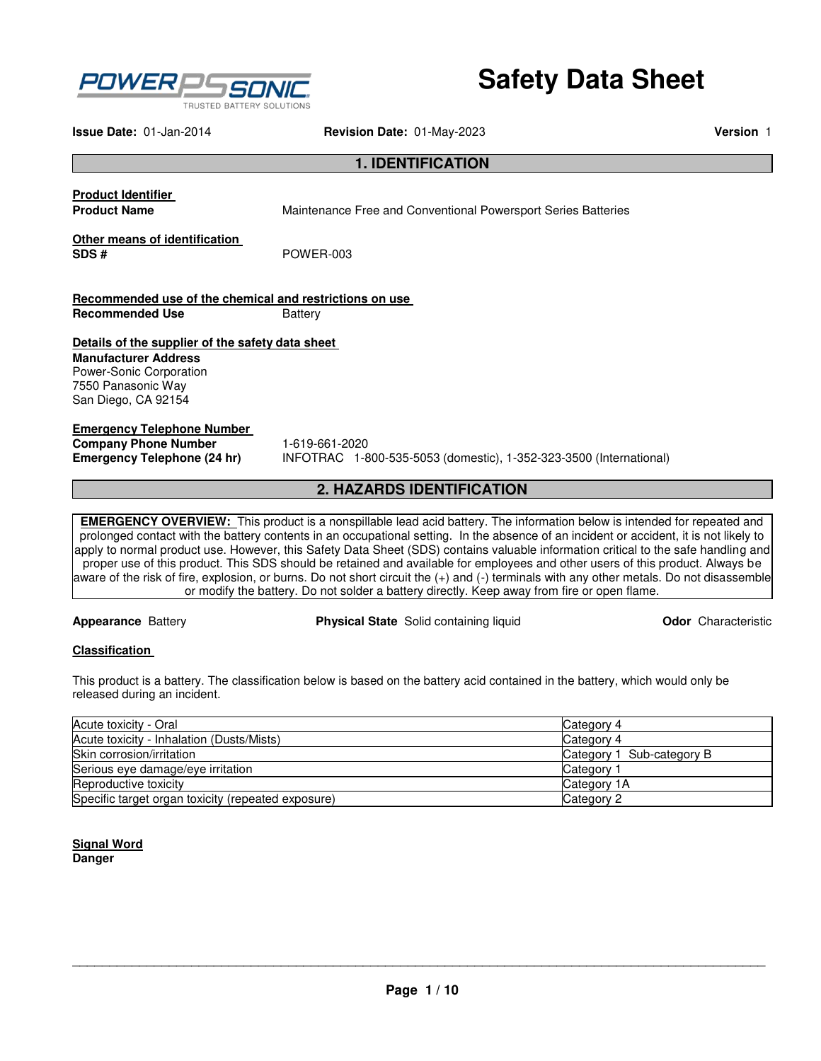# Safety Data Sheet

**Issue Date:** 01-Jan-2014 **Revision Date:** 01-May-2023 **Version** 1

## 1. IDENTIFICATION

**Product Identifier**

**Product Name** Maintenance Free and Conventional Powersport Series Batteries

**Other means of identification**

**SDS #** POWER-003

**Recommended use of the chemical and restrictions on use**

**Recommended Use** Battery

**Details of the supplier of the safety data sheet**

**Manufacturer Address**
Power-Sonic Corporation
7550 Panasonic Way
San Diego, CA 92154

**Emergency Telephone Number**

**Company Phone Number** 1-619-661-2020

**Emergency Telephone (24 hr)** INFOTRAC 1-800-535-5053 (domestic), 1-352-323-3500 (International)

## 2. HAZARDS IDENTIFICATION

**EMERGENCY OVERVIEW:** This product is a nonspillable lead acid battery. The information below is intended for repeated and prolonged contact with the battery contents in an occupational setting. In the absence of an incident or accident, it is not likely to apply to normal product use. However, this Safety Data Sheet (SDS) contains valuable information critical to the safe handling and proper use of this product. This SDS should be retained and available for employees and other users of this product. Always be aware of the risk of fire, explosion, or burns. Do not short circuit the (+) and (-) terminals with any other metals. Do not disassemble or modify the battery. Do not solder a battery directly. Keep away from fire or open flame.

**Appearance** Battery **Physical State** Solid containing liquid **Odor** Characteristic

**Classification**

This product is a battery. The classification below is based on the battery acid contained in the battery, which would only be released during an incident.

| | |
|---|---|
| Acute toxicity - Oral | Category 4 |
| Acute toxicity - Inhalation (Dusts/Mists) | Category 4 |
| Skin corrosion/irritation | Category 1 Sub-category B |
| Serious eye damage/eye irritation | Category 1 |
| Reproductive toxicity | Category 1A |
| Specific target organ toxicity (repeated exposure) | Category 2 |

**Signal Word**

**Danger**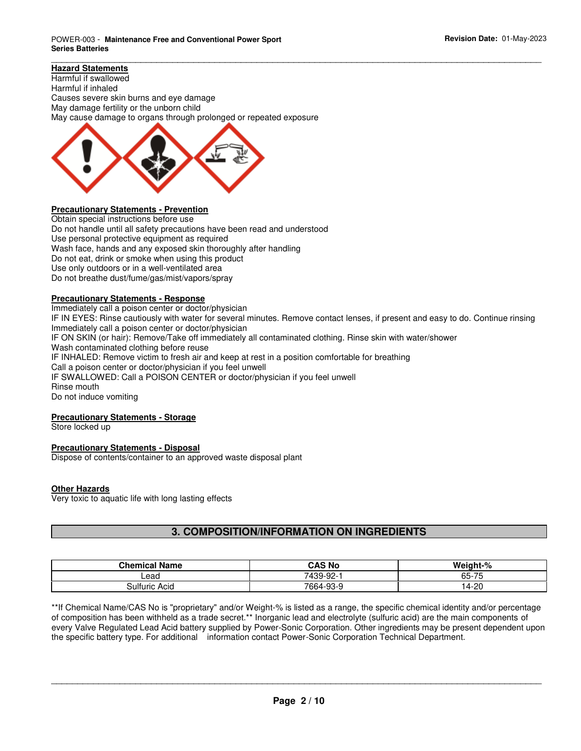### Hazard Statements

Harmful if swallowed
Harmful if inhaled
Causes severe skin burns and eye damage
May damage fertility or the unborn child
May cause damage to organs through prolonged or repeated exposure

### Precautionary Statements - Prevention

Obtain special instructions before use
Do not handle until all safety precautions have been read and understood
Use personal protective equipment as required
Wash face, hands and any exposed skin thoroughly after handling
Do not eat, drink or smoke when using this product
Use only outdoors or in a well-ventilated area
Do not breathe dust/fume/gas/mist/vapors/spray

### Precautionary Statements - Response

Immediately call a poison center or doctor/physician
IF IN EYES: Rinse cautiously with water for several minutes. Remove contact lenses, if present and easy to do. Continue rinsing
Immediately call a poison center or doctor/physician
IF ON SKIN (or hair): Remove/Take off immediately all contaminated clothing. Rinse skin with water/shower
Wash contaminated clothing before reuse
IF INHALED: Remove victim to fresh air and keep at rest in a position comfortable for breathing
Call a poison center or doctor/physician if you feel unwell
IF SWALLOWED: Call a POISON CENTER or doctor/physician if you feel unwell
Rinse mouth
Do not induce vomiting

### Precautionary Statements - Storage

Store locked up

### Precautionary Statements - Disposal

Dispose of contents/container to an approved waste disposal plant

### Other Hazards

Very toxic to aquatic life with long lasting effects

## 3. COMPOSITION/INFORMATION ON INGREDIENTS

| Chemical Name | CAS No | Weight-% |
|---|---|---|
| Lead | 7439-92-1 | 65-75 |
| Sulfuric Acid | 7664-93-9 | 14-20 |

**If Chemical Name/CAS No is "proprietary" and/or Weight-% is listed as a range, the specific chemical identity and/or percentage of composition has been withheld as a trade secret.** Inorganic lead and electrolyte (sulfuric acid) are the main components of every Valve Regulated Lead Acid battery supplied by Power-Sonic Corporation. Other ingredients may be present dependent upon the specific battery type. For additional information contact Power-Sonic Corporation Technical Department.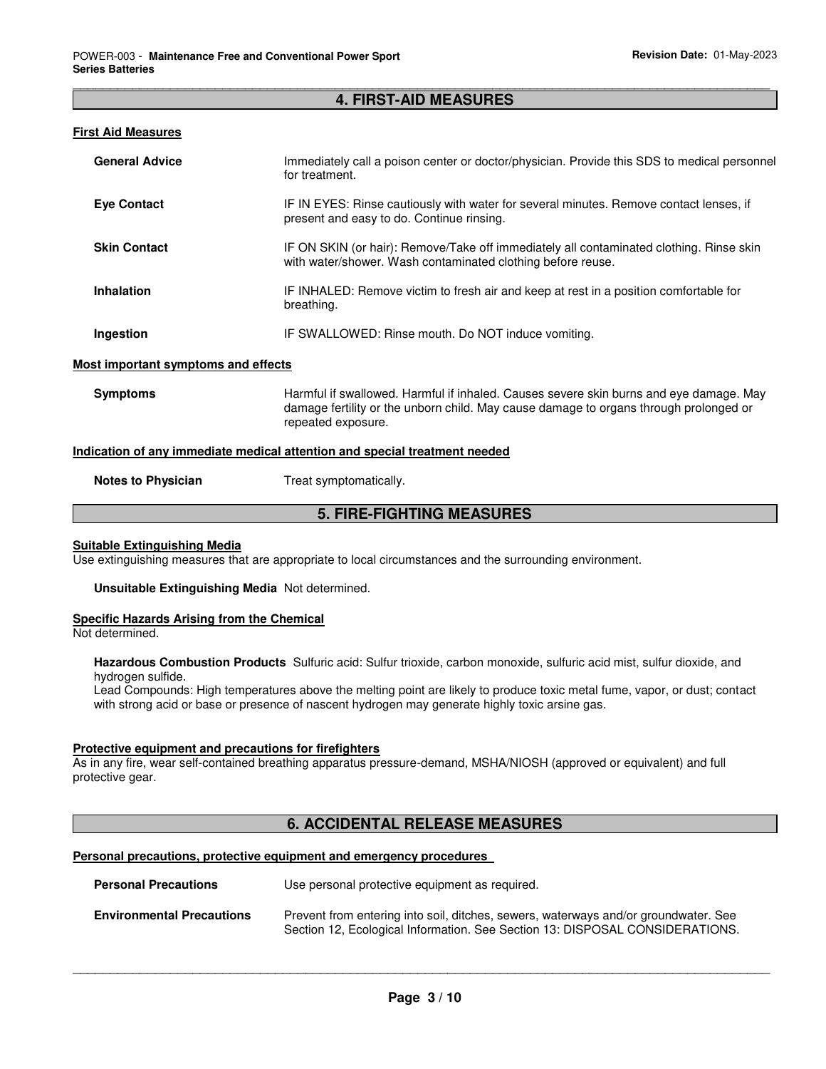## 4. FIRST-AID MEASURES

### First Aid Measures

**General Advice** Immediately call a poison center or doctor/physician. Provide this SDS to medical personnel for treatment.

**Eye Contact** IF IN EYES: Rinse cautiously with water for several minutes. Remove contact lenses, if present and easy to do. Continue rinsing.

**Skin Contact** IF ON SKIN (or hair): Remove/Take off immediately all contaminated clothing. Rinse skin with water/shower. Wash contaminated clothing before reuse.

**Inhalation** IF INHALED: Remove victim to fresh air and keep at rest in a position comfortable for breathing.

**Ingestion** IF SWALLOWED: Rinse mouth. Do NOT induce vomiting.

### Most important symptoms and effects

**Symptoms** Harmful if swallowed. Harmful if inhaled. Causes severe skin burns and eye damage. May damage fertility or the unborn child. May cause damage to organs through prolonged or repeated exposure.

### Indication of any immediate medical attention and special treatment needed

**Notes to Physician** Treat symptomatically.

## 5. FIRE-FIGHTING MEASURES

### Suitable Extinguishing Media

Use extinguishing measures that are appropriate to local circumstances and the surrounding environment.

**Unsuitable Extinguishing Media** Not determined.

### Specific Hazards Arising from the Chemical

Not determined.

**Hazardous Combustion Products** Sulfuric acid: Sulfur trioxide, carbon monoxide, sulfuric acid mist, sulfur dioxide, and hydrogen sulfide.
Lead Compounds: High temperatures above the melting point are likely to produce toxic metal fume, vapor, or dust; contact with strong acid or base or presence of nascent hydrogen may generate highly toxic arsine gas.

### Protective equipment and precautions for firefighters

As in any fire, wear self-contained breathing apparatus pressure-demand, MSHA/NIOSH (approved or equivalent) and full protective gear.

## 6. ACCIDENTAL RELEASE MEASURES

### Personal precautions, protective equipment and emergency procedures

**Personal Precautions** Use personal protective equipment as required.

**Environmental Precautions** Prevent from entering into soil, ditches, sewers, waterways and/or groundwater. See Section 12, Ecological Information. See Section 13: DISPOSAL CONSIDERATIONS.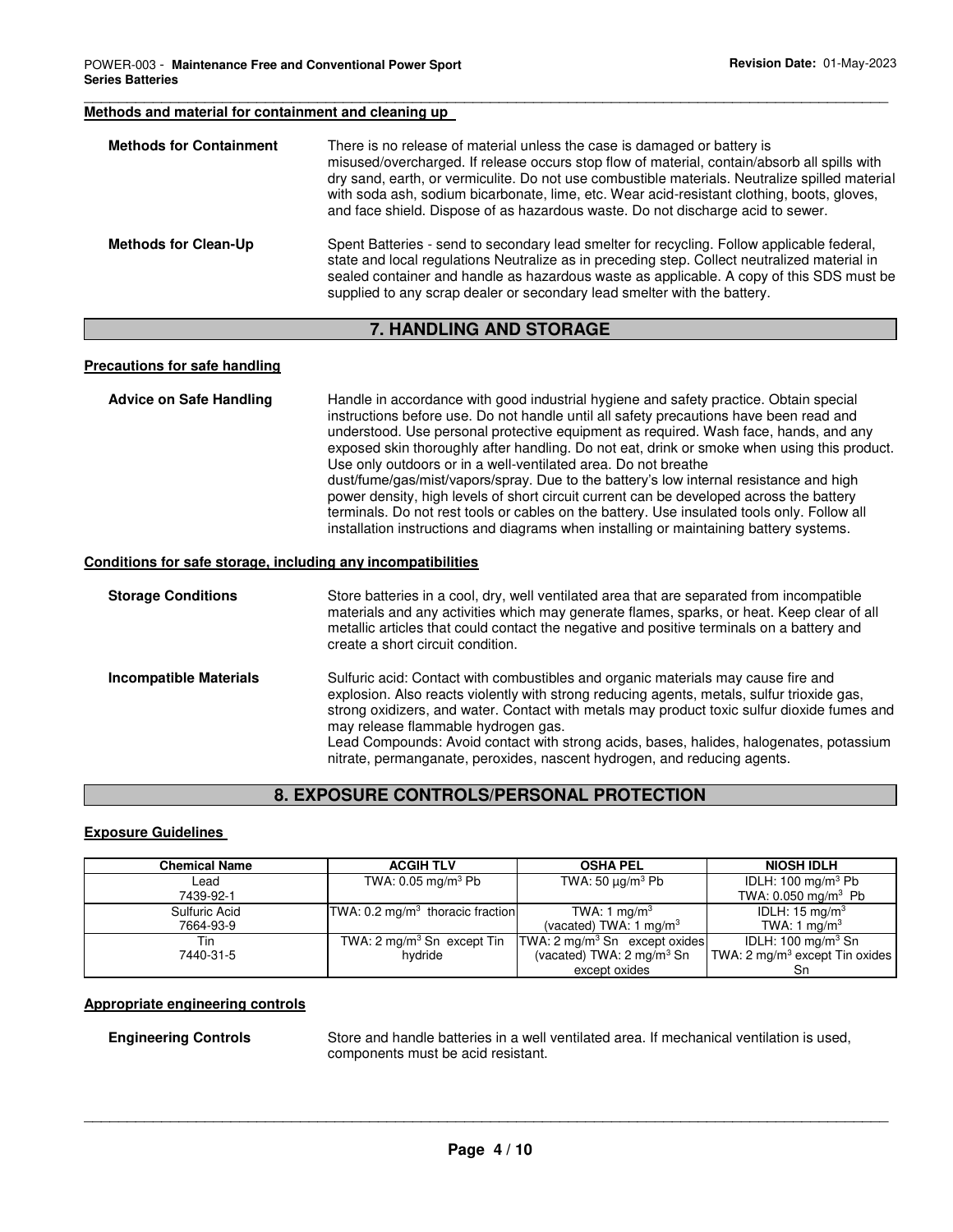### Methods and material for containment and cleaning up

**Methods for Containment** There is no release of material unless the case is damaged or battery is misused/overcharged. If release occurs stop flow of material, contain/absorb all spills with dry sand, earth, or vermiculite. Do not use combustible materials. Neutralize spilled material with soda ash, sodium bicarbonate, lime, etc. Wear acid-resistant clothing, boots, gloves, and face shield. Dispose of as hazardous waste. Do not discharge acid to sewer.

**Methods for Clean-Up** Spent Batteries - send to secondary lead smelter for recycling. Follow applicable federal, state and local regulations Neutralize as in preceding step. Collect neutralized material in sealed container and handle as hazardous waste as applicable. A copy of this SDS must be supplied to any scrap dealer or secondary lead smelter with the battery.

## 7. HANDLING AND STORAGE

### Precautions for safe handling

**Advice on Safe Handling** Handle in accordance with good industrial hygiene and safety practice. Obtain special instructions before use. Do not handle until all safety precautions have been read and understood. Use personal protective equipment as required. Wash face, hands, and any exposed skin thoroughly after handling. Do not eat, drink or smoke when using this product. Use only outdoors or in a well-ventilated area. Do not breathe dust/fume/gas/mist/vapors/spray. Due to the battery's low internal resistance and high power density, high levels of short circuit current can be developed across the battery terminals. Do not rest tools or cables on the battery. Use insulated tools only. Follow all installation instructions and diagrams when installing or maintaining battery systems.

### Conditions for safe storage, including any incompatibilities

**Storage Conditions** Store batteries in a cool, dry, well ventilated area that are separated from incompatible materials and any activities which may generate flames, sparks, or heat. Keep clear of all metallic articles that could contact the negative and positive terminals on a battery and create a short circuit condition.

**Incompatible Materials** Sulfuric acid: Contact with combustibles and organic materials may cause fire and explosion. Also reacts violently with strong reducing agents, metals, sulfur trioxide gas, strong oxidizers, and water. Contact with metals may product toxic sulfur dioxide fumes and may release flammable hydrogen gas.
Lead Compounds: Avoid contact with strong acids, bases, halides, halogenates, potassium nitrate, permanganate, peroxides, nascent hydrogen, and reducing agents.

## 8. EXPOSURE CONTROLS/PERSONAL PROTECTION

### Exposure Guidelines

| Chemical Name | ACGIH TLV | OSHA PEL | NIOSH IDLH |
|---|---|---|---|
| Lead<br>7439-92-1 | TWA: 0.05 mg/m$^3$ Pb | TWA: 50 µg/m$^3$ Pb | IDLH: 100 mg/m$^3$ Pb<br>TWA: 0.050 mg/m$^3$ Pb |
| Sulfuric Acid<br>7664-93-9 | TWA: 0.2 mg/m$^3$ thoracic fraction | TWA: 1 mg/m$^3$<br>(vacated) TWA: 1 mg/m$^3$ | IDLH: 15 mg/m$^3$<br>TWA: 1 mg/m$^3$ |
| Tin<br>7440-31-5 | TWA: 2 mg/m$^3$ Sn except Tin hydride | TWA: 2 mg/m$^3$ Sn except oxides<br>(vacated) TWA: 2 mg/m$^3$ Sn except oxides | IDLH: 100 mg/m$^3$ Sn<br>TWA: 2 mg/m$^3$ except Tin oxides Sn |

### Appropriate engineering controls

**Engineering Controls** Store and handle batteries in a well ventilated area. If mechanical ventilation is used, components must be acid resistant.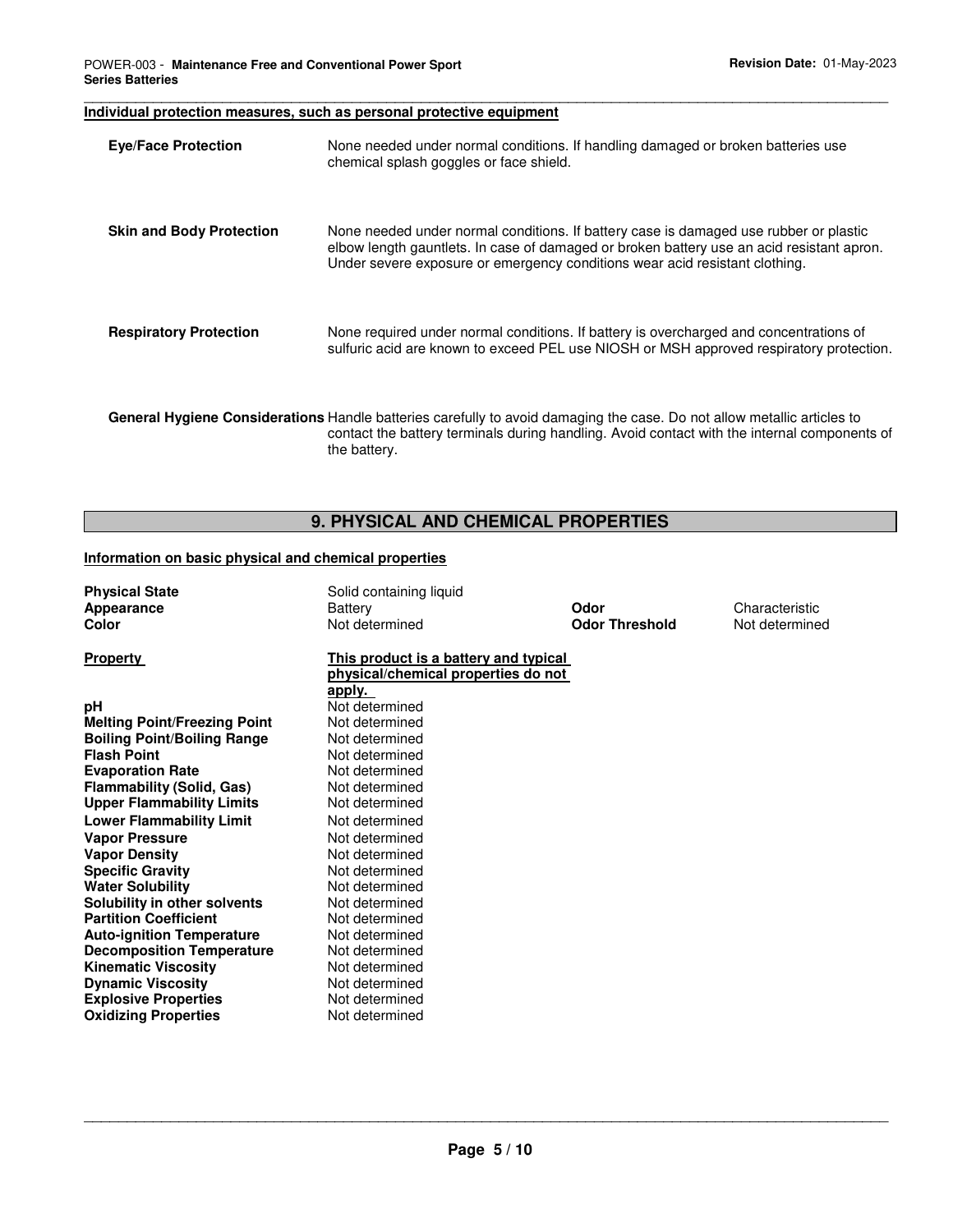**Individual protection measures, such as personal protective equipment**

| | |
|---|---|
| **Eye/Face Protection** | None needed under normal conditions. If handling damaged or broken batteries use chemical splash goggles or face shield. |
| **Skin and Body Protection** | None needed under normal conditions. If battery case is damaged use rubber or plastic elbow length gauntlets. In case of damaged or broken battery use an acid resistant apron. Under severe exposure or emergency conditions wear acid resistant clothing. |
| **Respiratory Protection** | None required under normal conditions. If battery is overcharged and concentrations of sulfuric acid are known to exceed PEL use NIOSH or MSH approved respiratory protection. |
| **General Hygiene Considerations** | Handle batteries carefully to avoid damaging the case. Do not allow metallic articles to contact the battery terminals during handling. Avoid contact with the internal components of the battery. |

## 9. PHYSICAL AND CHEMICAL PROPERTIES

**Information on basic physical and chemical properties**

| | | | |
|---|---|---|---|
| **Physical State** | Solid containing liquid | | |
| **Appearance** | Battery | **Odor** | Characteristic |
| **Color** | Not determined | **Odor Threshold** | Not determined |

| **Property** | **This product is a battery and typical physical/chemical properties do not apply.** |
|---|---|
| **pH** | Not determined |
| **Melting Point/Freezing Point** | Not determined |
| **Boiling Point/Boiling Range** | Not determined |
| **Flash Point** | Not determined |
| **Evaporation Rate** | Not determined |
| **Flammability (Solid, Gas)** | Not determined |
| **Upper Flammability Limits** | Not determined |
| **Lower Flammability Limit** | Not determined |
| **Vapor Pressure** | Not determined |
| **Vapor Density** | Not determined |
| **Specific Gravity** | Not determined |
| **Water Solubility** | Not determined |
| **Solubility in other solvents** | Not determined |
| **Partition Coefficient** | Not determined |
| **Auto-ignition Temperature** | Not determined |
| **Decomposition Temperature** | Not determined |
| **Kinematic Viscosity** | Not determined |
| **Dynamic Viscosity** | Not determined |
| **Explosive Properties** | Not determined |
| **Oxidizing Properties** | Not determined |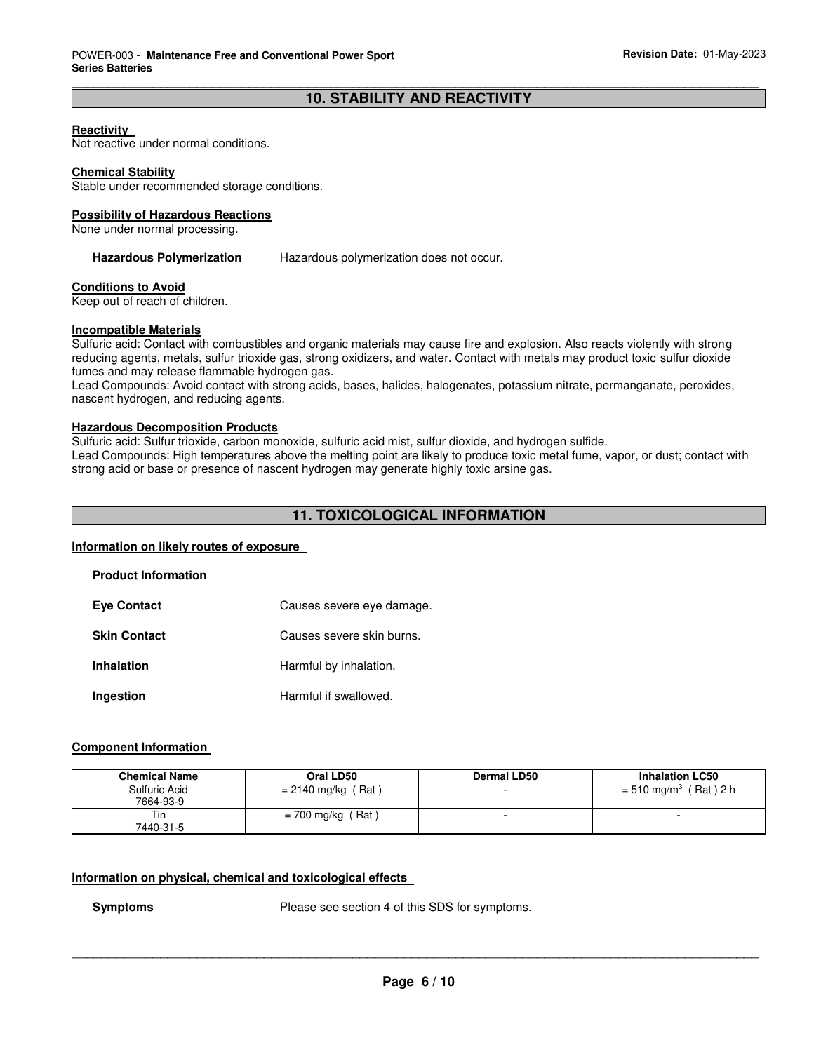## 10. STABILITY AND REACTIVITY

**Reactivity**
Not reactive under normal conditions.

**Chemical Stability**
Stable under recommended storage conditions.

**Possibility of Hazardous Reactions**
None under normal processing.

**Hazardous Polymerization** Hazardous polymerization does not occur.

**Conditions to Avoid**
Keep out of reach of children.

**Incompatible Materials**
Sulfuric acid: Contact with combustibles and organic materials may cause fire and explosion. Also reacts violently with strong reducing agents, metals, sulfur trioxide gas, strong oxidizers, and water. Contact with metals may product toxic sulfur dioxide fumes and may release flammable hydrogen gas.
Lead Compounds: Avoid contact with strong acids, bases, halides, halogenates, potassium nitrate, permanganate, peroxides, nascent hydrogen, and reducing agents.

**Hazardous Decomposition Products**
Sulfuric acid: Sulfur trioxide, carbon monoxide, sulfuric acid mist, sulfur dioxide, and hydrogen sulfide.
Lead Compounds: High temperatures above the melting point are likely to produce toxic metal fume, vapor, or dust; contact with strong acid or base or presence of nascent hydrogen may generate highly toxic arsine gas.

## 11. TOXICOLOGICAL INFORMATION

**Information on likely routes of exposure**

**Product Information**

**Eye Contact** Causes severe eye damage.

**Skin Contact** Causes severe skin burns.

**Inhalation** Harmful by inhalation.

**Ingestion** Harmful if swallowed.

**Component Information**

| Chemical Name | Oral LD50 | Dermal LD50 | Inhalation LC50 |
|---|---|---|---|
| Sulfuric Acid 7664-93-9 | = 2140 mg/kg ( Rat ) | - | = 510 mg/m$^3$ ( Rat ) 2 h |
| Tin 7440-31-5 | = 700 mg/kg ( Rat ) | - | - |

**Information on physical, chemical and toxicological effects**

**Symptoms** Please see section 4 of this SDS for symptoms.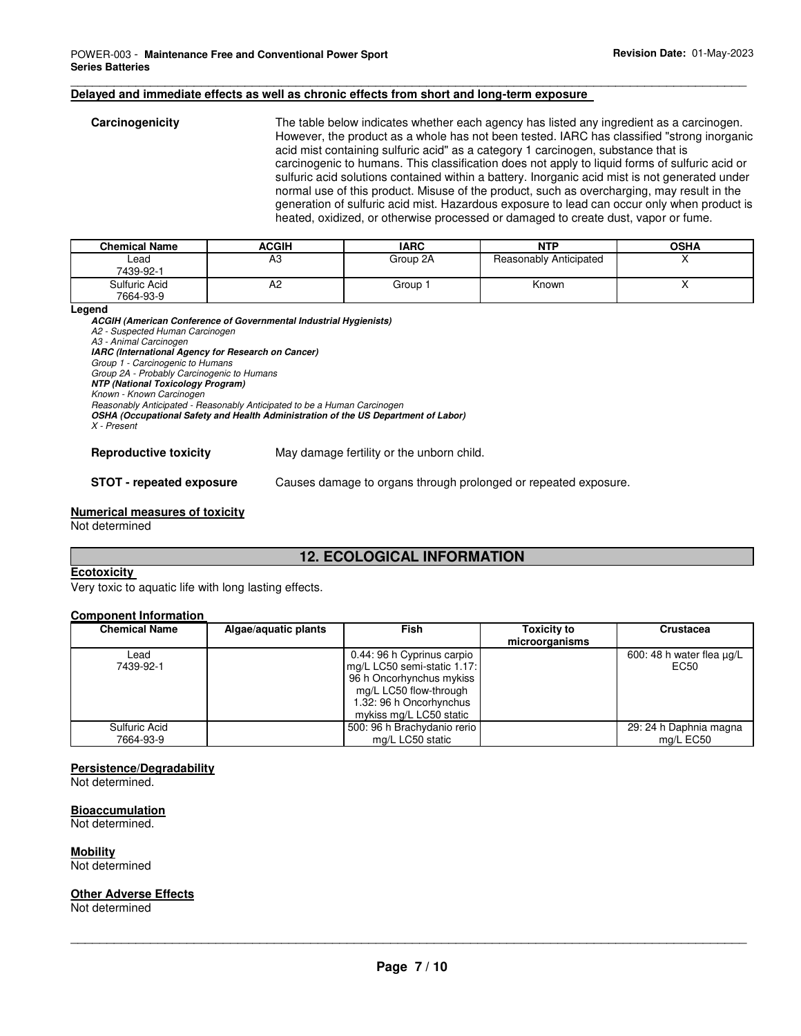**Delayed and immediate effects as well as chronic effects from short and long-term exposure**

**Carcinogenicity** The table below indicates whether each agency has listed any ingredient as a carcinogen. However, the product as a whole has not been tested. IARC has classified "strong inorganic acid mist containing sulfuric acid" as a category 1 carcinogen, substance that is carcinogenic to humans. This classification does not apply to liquid forms of sulfuric acid or sulfuric acid solutions contained within a battery. Inorganic acid mist is not generated under normal use of this product. Misuse of the product, such as overcharging, may result in the generation of sulfuric acid mist. Hazardous exposure to lead can occur only when product is heated, oxidized, or otherwise processed or damaged to create dust, vapor or fume.

| Chemical Name | ACGIH | IARC | NTP | OSHA |
|---|---|---|---|---|
| Lead<br>7439-92-1 | A3 | Group 2A | Reasonably Anticipated | X |
| Sulfuric Acid<br>7664-93-9 | A2 | Group 1 | Known | X |

**Legend**

***ACGIH (American Conference of Governmental Industrial Hygienists)***
*A2 - Suspected Human Carcinogen*
*A3 - Animal Carcinogen*
***IARC (International Agency for Research on Cancer)***
*Group 1 - Carcinogenic to Humans*
*Group 2A - Probably Carcinogenic to Humans*
***NTP (National Toxicology Program)***
*Known - Known Carcinogen*
*Reasonably Anticipated - Reasonably Anticipated to be a Human Carcinogen*
***OSHA (Occupational Safety and Health Administration of the US Department of Labor)***
*X - Present*

**Reproductive toxicity** May damage fertility or the unborn child.

**STOT - repeated exposure** Causes damage to organs through prolonged or repeated exposure.

**Numerical measures of toxicity**
Not determined

## 12. ECOLOGICAL INFORMATION

**Ecotoxicity**
Very toxic to aquatic life with long lasting effects.

**Component Information**

| Chemical Name | Algae/aquatic plants | Fish | Toxicity to microorganisms | Crustacea |
|---|---|---|---|---|
| Lead<br>7439-92-1 | | 0.44: 96 h Cyprinus carpio mg/L LC50 semi-static 1.17: 96 h Oncorhynchus mykiss mg/L LC50 flow-through 1.32: 96 h Oncorhynchus mykiss mg/L LC50 static | | 600: 48 h water flea µg/L EC50 |
| Sulfuric Acid<br>7664-93-9 | | 500: 96 h Brachydanio rerio mg/L LC50 static | | 29: 24 h Daphnia magna mg/L EC50 |

**Persistence/Degradability**
Not determined.

**Bioaccumulation**
Not determined.

**Mobility**
Not determined

**Other Adverse Effects**
Not determined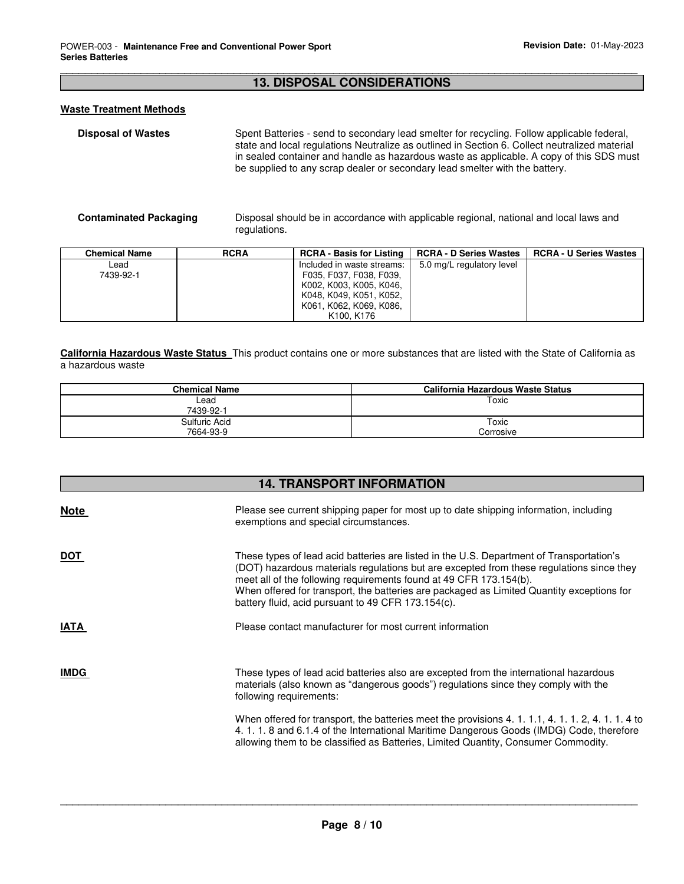## 13. DISPOSAL CONSIDERATIONS

**Waste Treatment Methods**

**Disposal of Wastes** Spent Batteries - send to secondary lead smelter for recycling. Follow applicable federal, state and local regulations Neutralize as outlined in Section 6. Collect neutralized material in sealed container and handle as hazardous waste as applicable. A copy of this SDS must be supplied to any scrap dealer or secondary lead smelter with the battery.

**Contaminated Packaging** Disposal should be in accordance with applicable regional, national and local laws and regulations.

| Chemical Name | RCRA | RCRA - Basis for Listing | RCRA - D Series Wastes | RCRA - U Series Wastes |
|---|---|---|---|---|
| Lead 7439-92-1 | | Included in waste streams: F035, F037, F038, F039, K002, K003, K005, K046, K048, K049, K051, K052, K061, K062, K069, K086, K100, K176 | 5.0 mg/L regulatory level | |

**California Hazardous Waste Status** This product contains one or more substances that are listed with the State of California as a hazardous waste

| Chemical Name | California Hazardous Waste Status |
|---|---|
| Lead 7439-92-1 | Toxic |
| Sulfuric Acid 7664-93-9 | Toxic Corrosive |

## 14. TRANSPORT INFORMATION

**Note** Please see current shipping paper for most up to date shipping information, including exemptions and special circumstances.

**DOT** These types of lead acid batteries are listed in the U.S. Department of Transportation's (DOT) hazardous materials regulations but are excepted from these regulations since they meet all of the following requirements found at 49 CFR 173.154(b).
When offered for transport, the batteries are packaged as Limited Quantity exceptions for battery fluid, acid pursuant to 49 CFR 173.154(c).

**IATA** Please contact manufacturer for most current information

**IMDG** These types of lead acid batteries also are excepted from the international hazardous materials (also known as "dangerous goods") regulations since they comply with the following requirements:

When offered for transport, the batteries meet the provisions 4. 1. 1.1, 4. 1. 1. 2, 4. 1. 1. 4 to 4. 1. 1. 8 and 6.1.4 of the International Maritime Dangerous Goods (IMDG) Code, therefore allowing them to be classified as Batteries, Limited Quantity, Consumer Commodity.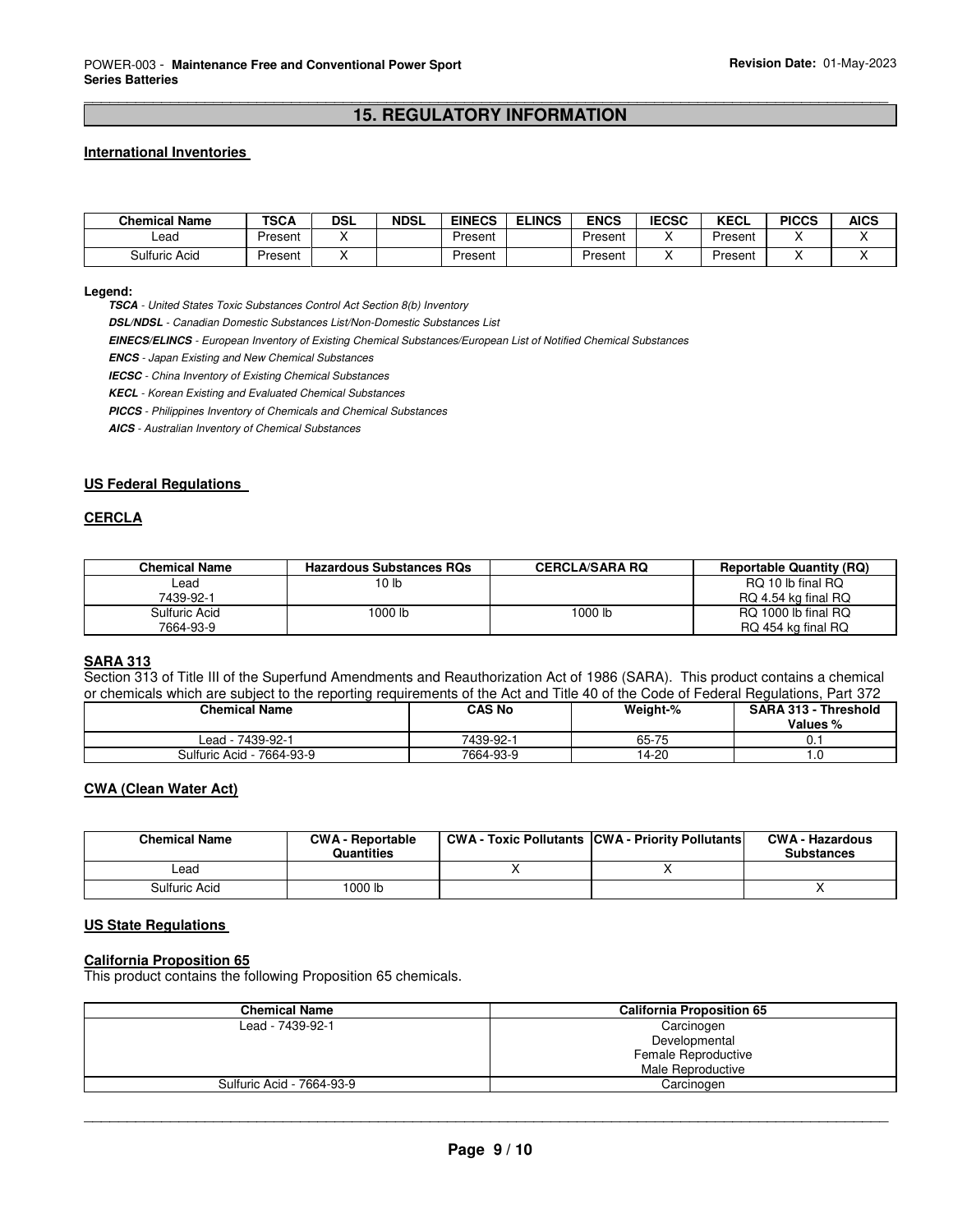## 15. REGULATORY INFORMATION

### International Inventories

| Chemical Name | TSCA | DSL | NDSL | EINECS | ELINCS | ENCS | IECSC | KECL | PICCS | AICS |
|---|---|---|---|---|---|---|---|---|---|---|
| Lead | Present | X | | Present | | Present | X | Present | X | X |
| Sulfuric Acid | Present | X | | Present | | Present | X | Present | X | X |

**Legend:**

***TSCA*** *- United States Toxic Substances Control Act Section 8(b) Inventory*

***DSL/NDSL*** *- Canadian Domestic Substances List/Non-Domestic Substances List*

***EINECS/ELINCS*** *- European Inventory of Existing Chemical Substances/European List of Notified Chemical Substances*

***ENCS*** *- Japan Existing and New Chemical Substances*

***IECSC*** *- China Inventory of Existing Chemical Substances*

***KECL*** *- Korean Existing and Evaluated Chemical Substances*

***PICCS*** *- Philippines Inventory of Chemicals and Chemical Substances*

***AICS*** *- Australian Inventory of Chemical Substances*

### US Federal Regulations

### CERCLA

| Chemical Name | Hazardous Substances RQs | CERCLA/SARA RQ | Reportable Quantity (RQ) |
|---|---|---|---|
| Lead<br>7439-92-1 | 10 lb | | RQ 10 lb final RQ<br>RQ 4.54 kg final RQ |
| Sulfuric Acid<br>7664-93-9 | 1000 lb | 1000 lb | RQ 1000 lb final RQ<br>RQ 454 kg final RQ |

### SARA 313

Section 313 of Title III of the Superfund Amendments and Reauthorization Act of 1986 (SARA). This product contains a chemical or chemicals which are subject to the reporting requirements of the Act and Title 40 of the Code of Federal Regulations, Part 372

| Chemical Name | CAS No | Weight-% | SARA 313 - Threshold Values % |
|---|---|---|---|
| Lead - 7439-92-1 | 7439-92-1 | 65-75 | 0.1 |
| Sulfuric Acid - 7664-93-9 | 7664-93-9 | 14-20 | 1.0 |

### CWA (Clean Water Act)

| Chemical Name | CWA - Reportable Quantities | CWA - Toxic Pollutants | CWA - Priority Pollutants | CWA - Hazardous Substances |
|---|---|---|---|---|
| Lead | | X | X | |
| Sulfuric Acid | 1000 lb | | | X |

### US State Regulations

### California Proposition 65

This product contains the following Proposition 65 chemicals.

| Chemical Name | California Proposition 65 |
|---|---|
| Lead - 7439-92-1 | Carcinogen<br>Developmental<br>Female Reproductive<br>Male Reproductive |
| Sulfuric Acid - 7664-93-9 | Carcinogen |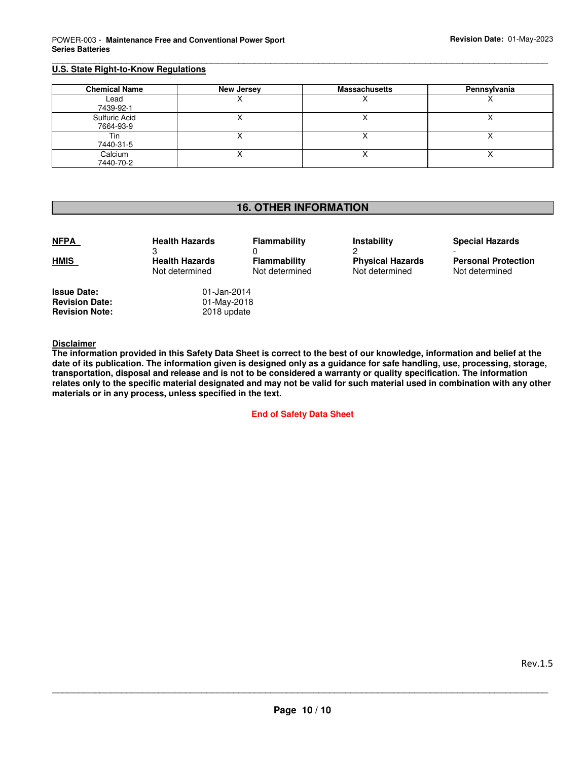**U.S. State Right-to-Know Regulations**

| Chemical Name | New Jersey | Massachusetts | Pennsylvania |
|---|---|---|---|
| Lead<br>7439-92-1 | X | X | X |
| Sulfuric Acid<br>7664-93-9 | X | X | X |
| Tin<br>7440-31-5 | X | X | X |
| Calcium<br>7440-70-2 | X | X | X |

## 16. OTHER INFORMATION

| | | | | |
|---|---|---|---|---|
| **NFPA** | **Health Hazards**<br>3 | **Flammability**<br>0 | **Instability**<br>2 | **Special Hazards**<br>- |
| **HMIS** | **Health Hazards**<br>Not determined | **Flammability**<br>Not determined | **Physical Hazards**<br>Not determined | **Personal Protection**<br>Not determined |

**Issue Date:** 01-Jan-2014
**Revision Date:** 01-May-2018
**Revision Note:** 2018 update

**Disclaimer**

**The information provided in this Safety Data Sheet is correct to the best of our knowledge, information and belief at the date of its publication. The information given is designed only as a guidance for safe handling, use, processing, storage, transportation, disposal and release and is not to be considered a warranty or quality specification. The information relates only to the specific material designated and may not be valid for such material used in combination with any other materials or in any process, unless specified in the text.**

**End of Safety Data Sheet**

Rev.1.5